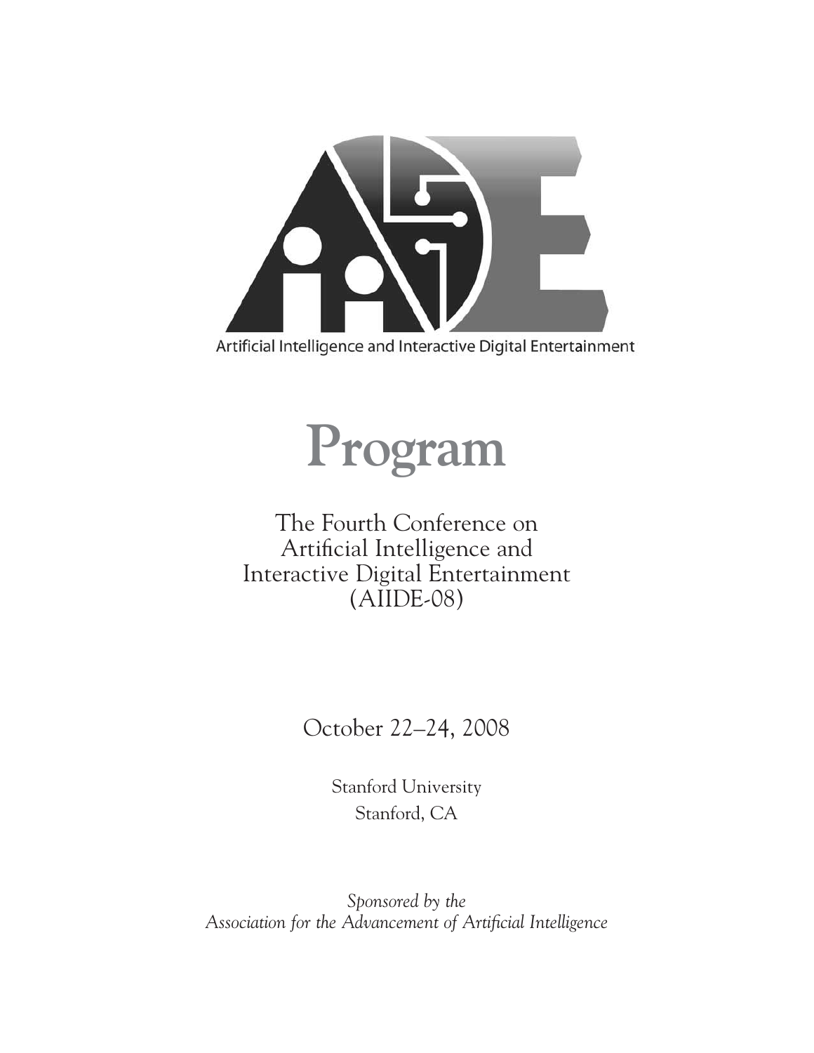Artificial Intelligence and Interactive Digital Entertainment

# Program

## The Fourth Conference on Artificial Intelligence and Interactive Digital Entertainment (AIIDE-08)

October 22–24, 2008

Stanford University
Stanford, CA

*Sponsored by the*
*Association for the Advancement of Artificial Intelligence*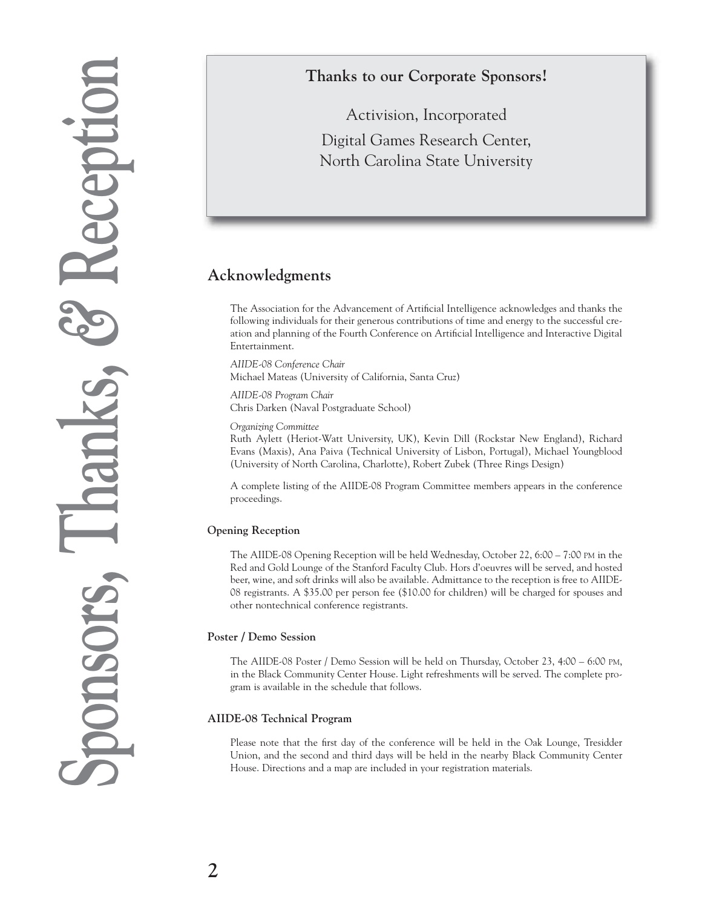# Sponsors, Thanks, & Reception

**Thanks to our Corporate Sponsors!**

Activision, Incorporated

Digital Games Research Center,
North Carolina State University

## Acknowledgments

The Association for the Advancement of Artificial Intelligence acknowledges and thanks the following individuals for their generous contributions of time and energy to the successful creation and planning of the Fourth Conference on Artificial Intelligence and Interactive Digital Entertainment.

*AIIDE-08 Conference Chair*
Michael Mateas (University of California, Santa Cruz)

*AIIDE-08 Program Chair*
Chris Darken (Naval Postgraduate School)

*Organizing Committee*
Ruth Aylett (Heriot-Watt University, UK), Kevin Dill (Rockstar New England), Richard Evans (Maxis), Ana Paiva (Technical University of Lisbon, Portugal), Michael Youngblood (University of North Carolina, Charlotte), Robert Zubek (Three Rings Design)

A complete listing of the AIIDE-08 Program Committee members appears in the conference proceedings.

### Opening Reception

The AIIDE-08 Opening Reception will be held Wednesday, October 22, 6:00 – 7:00 PM in the Red and Gold Lounge of the Stanford Faculty Club. Hors d'oeuvres will be served, and hosted beer, wine, and soft drinks will also be available. Admittance to the reception is free to AIIDE-08 registrants. A $35.00 per person fee ($10.00 for children) will be charged for spouses and other nontechnical conference registrants.

### Poster / Demo Session

The AIIDE-08 Poster / Demo Session will be held on Thursday, October 23, 4:00 – 6:00 PM, in the Black Community Center House. Light refreshments will be served. The complete program is available in the schedule that follows.

### AIIDE-08 Technical Program

Please note that the first day of the conference will be held in the Oak Lounge, Tresidder Union, and the second and third days will be held in the nearby Black Community Center House. Directions and a map are included in your registration materials.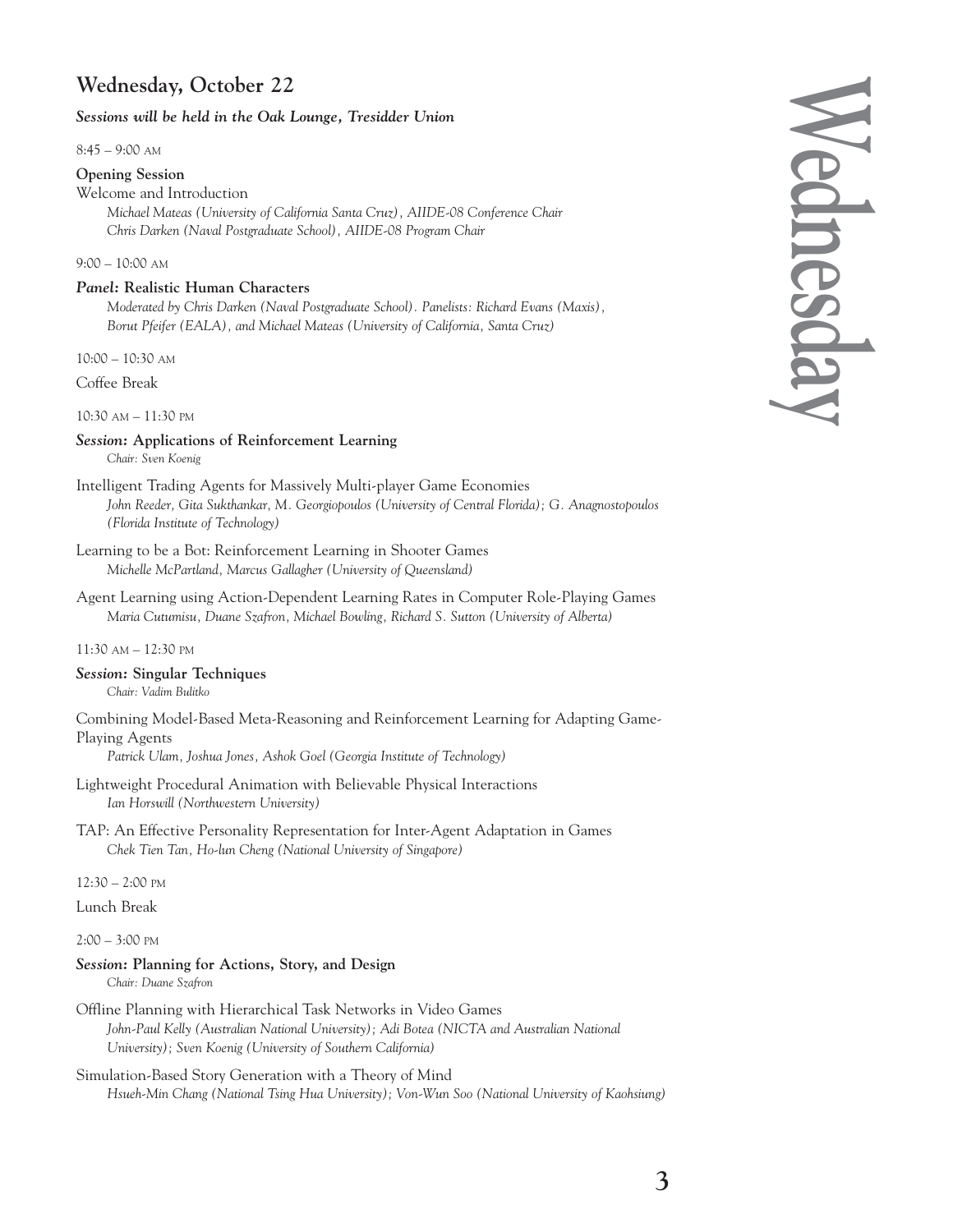## Wednesday, October 22

***Sessions will be held in the Oak Lounge, Tresidder Union***

8:45 – 9:00 AM

**Opening Session**

Welcome and Introduction

*Michael Mateas (University of California Santa Cruz), AIIDE-08 Conference Chair*
*Chris Darken (Naval Postgraduate School), AIIDE-08 Program Chair*

9:00 – 10:00 AM

***Panel:* Realistic Human Characters**

*Moderated by Chris Darken (Naval Postgraduate School). Panelists: Richard Evans (Maxis), Borut Pfeifer (EALA), and Michael Mateas (University of California, Santa Cruz)*

10:00 – 10:30 AM

Coffee Break

10:30 AM – 11:30 PM

***Session:* Applications of Reinforcement Learning**

*Chair: Sven Koenig*

Intelligent Trading Agents for Massively Multi-player Game Economies
*John Reeder, Gita Sukthankar, M. Georgiopoulos (University of Central Florida); G. Anagnostopoulos (Florida Institute of Technology)*

Learning to be a Bot: Reinforcement Learning in Shooter Games
*Michelle McPartland, Marcus Gallagher (University of Queensland)*

Agent Learning using Action-Dependent Learning Rates in Computer Role-Playing Games
*Maria Cutumisu, Duane Szafron, Michael Bowling, Richard S. Sutton (University of Alberta)*

11:30 AM – 12:30 PM

***Session:* Singular Techniques**

*Chair: Vadim Bulitko*

Combining Model-Based Meta-Reasoning and Reinforcement Learning for Adapting Game-Playing Agents
*Patrick Ulam, Joshua Jones, Ashok Goel (Georgia Institute of Technology)*

Lightweight Procedural Animation with Believable Physical Interactions
*Ian Horswill (Northwestern University)*

TAP: An Effective Personality Representation for Inter-Agent Adaptation in Games
*Chek Tien Tan, Ho-lun Cheng (National University of Singapore)*

12:30 – 2:00 PM

Lunch Break

2:00 – 3:00 PM

***Session:* Planning for Actions, Story, and Design**

*Chair: Duane Szafron*

Offline Planning with Hierarchical Task Networks in Video Games
*John-Paul Kelly (Australian National University); Adi Botea (NICTA and Australian National University); Sven Koenig (University of Southern California)*

Simulation-Based Story Generation with a Theory of Mind
*Hsueh-Min Chang (National Tsing Hua University); Von-Wun Soo (National University of Kaohsiung)*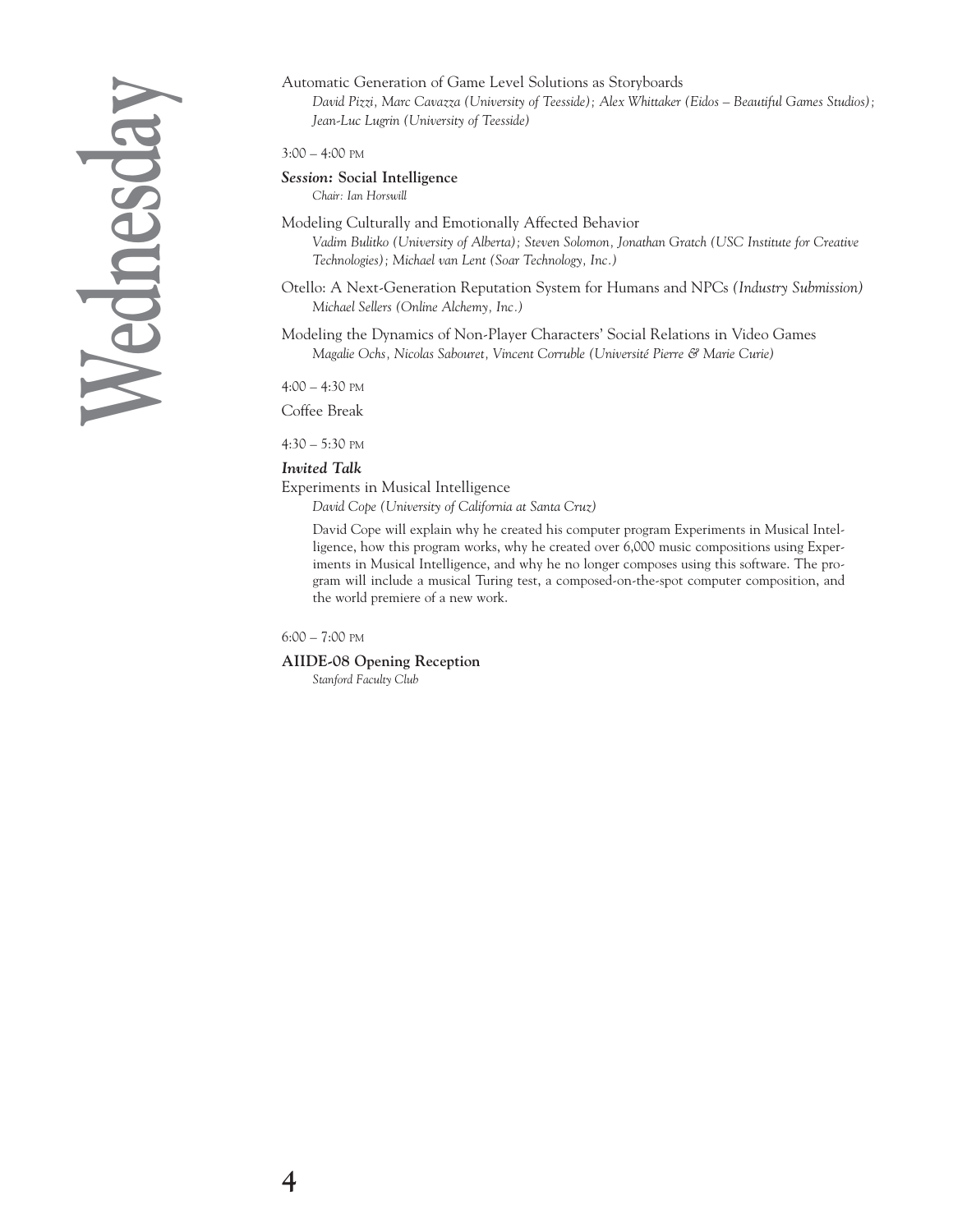Automatic Generation of Game Level Solutions as Storyboards
*David Pizzi, Marc Cavazza (University of Teesside); Alex Whittaker (Eidos – Beautiful Games Studios); Jean-Luc Lugrin (University of Teesside)*

3:00 – 4:00 PM

***Session:* Social Intelligence**
*Chair: Ian Horswill*

Modeling Culturally and Emotionally Affected Behavior
*Vadim Bulitko (University of Alberta); Steven Solomon, Jonathan Gratch (USC Institute for Creative Technologies); Michael van Lent (Soar Technology, Inc.)*

Otello: A Next-Generation Reputation System for Humans and NPCs *(Industry Submission)*
*Michael Sellers (Online Alchemy, Inc.)*

Modeling the Dynamics of Non-Player Characters' Social Relations in Video Games
*Magalie Ochs, Nicolas Sabouret, Vincent Corruble (Université Pierre & Marie Curie)*

4:00 – 4:30 PM

Coffee Break

4:30 – 5:30 PM

***Invited Talk***

Experiments in Musical Intelligence
*David Cope (University of California at Santa Cruz)*

David Cope will explain why he created his computer program Experiments in Musical Intelligence, how this program works, why he created over 6,000 music compositions using Experiments in Musical Intelligence, and why he no longer composes using this software. The program will include a musical Turing test, a composed-on-the-spot computer composition, and the world premiere of a new work.

6:00 – 7:00 PM

**AIIDE-08 Opening Reception**
*Stanford Faculty Club*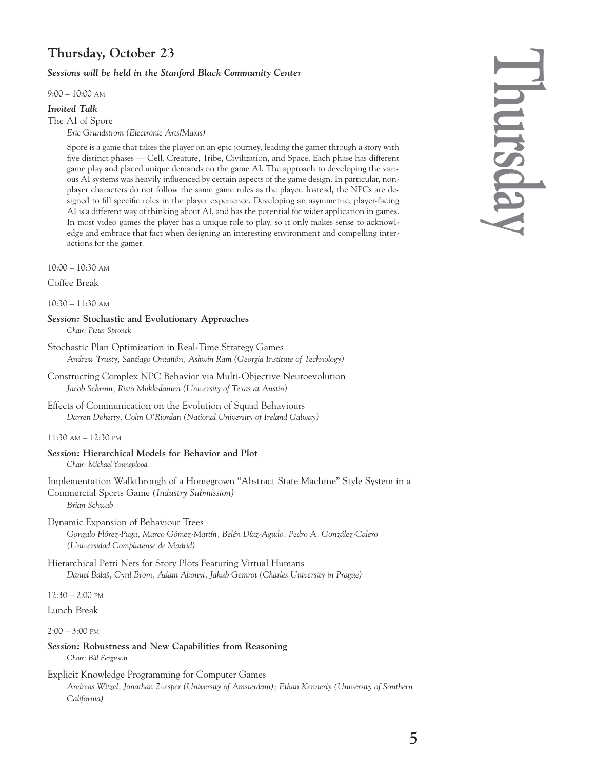## Thursday, October 23

***Sessions will be held in the Stanford Black Community Center***

9:00 – 10:00 AM

***Invited Talk***

The AI of Spore

*Eric Grundstrom (Electronic Arts/Maxis)*

Spore is a game that takes the player on an epic journey, leading the gamer through a story with five distinct phases — Cell, Creature, Tribe, Civilization, and Space. Each phase has different game play and placed unique demands on the game AI. The approach to developing the various AI systems was heavily influenced by certain aspects of the game design. In particular, nonplayer characters do not follow the same game rules as the player. Instead, the NPCs are designed to fill specific roles in the player experience. Developing an asymmetric, player-facing AI is a different way of thinking about AI, and has the potential for wider application in games. In most video games the player has a unique role to play, so it only makes sense to acknowledge and embrace that fact when designing an interesting environment and compelling interactions for the gamer.

10:00 – 10:30 AM

Coffee Break

10:30 – 11:30 AM

***Session:* Stochastic and Evolutionary Approaches**

*Chair: Pieter Spronck*

Stochastic Plan Optimization in Real-Time Strategy Games

*Andrew Trusty, Santiago Ontañón, Ashwin Ram (Georgia Institute of Technology)*

Constructing Complex NPC Behavior via Multi-Objective Neuroevolution

*Jacob Schrum, Risto Miikkulainen (University of Texas at Austin)*

Effects of Communication on the Evolution of Squad Behaviours

*Darren Doherty, Colm O'Riordan (National University of Ireland Galway)*

11:30 AM – 12:30 PM

***Session:* Hierarchical Models for Behavior and Plot**

*Chair: Michael Youngblood*

Implementation Walkthrough of a Homegrown "Abstract State Machine" Style System in a Commercial Sports Game *(Industry Submission)*

*Brian Schwab*

Dynamic Expansion of Behaviour Trees

*Gonzalo Flórez-Puga, Marco Gómez-Martín, Belén Díaz-Agudo, Pedro A. González-Calero (Universidad Complutense de Madrid)*

Hierarchical Petri Nets for Story Plots Featuring Virtual Humans

*Daniel Balaš, Cyril Brom, Adam Abonyi, Jakub Gemrot (Charles University in Prague)*

12:30 – 2:00 PM

Lunch Break

2:00 – 3:00 PM

***Session:* Robustness and New Capabilities from Reasoning**

*Chair: Bill Ferguson*

Explicit Knowledge Programming for Computer Games

*Andreas Witzel, Jonathan Zvesper (University of Amsterdam); Ethan Kennerly (University of Southern California)*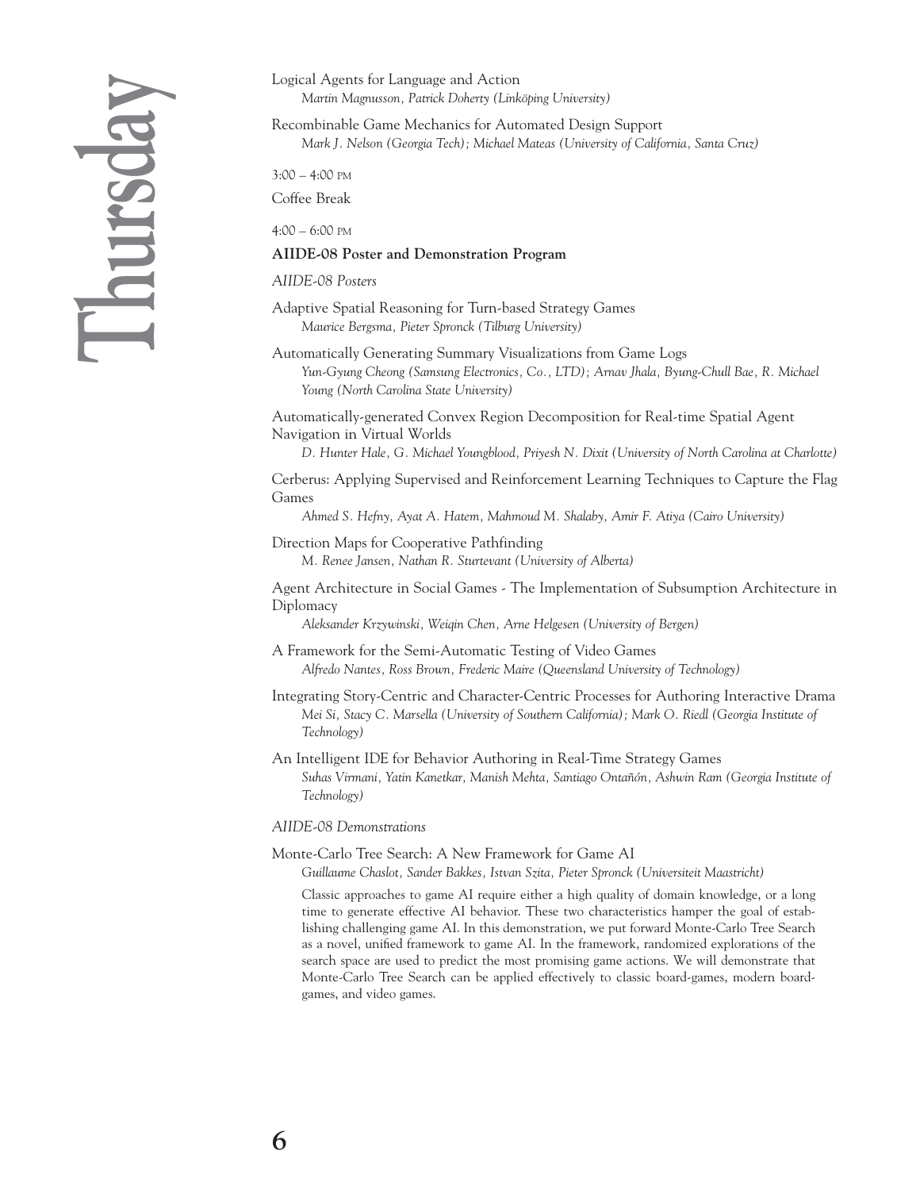# Thursday

Logical Agents for Language and Action
*Martin Magnusson, Patrick Doherty (Linköping University)*

Recombinable Game Mechanics for Automated Design Support
*Mark J. Nelson (Georgia Tech); Michael Mateas (University of California, Santa Cruz)*

3:00 – 4:00 PM

Coffee Break

4:00 – 6:00 PM

**AIIDE-08 Poster and Demonstration Program**

*AIIDE-08 Posters*

Adaptive Spatial Reasoning for Turn-based Strategy Games
*Maurice Bergsma, Pieter Spronck (Tilburg University)*

Automatically Generating Summary Visualizations from Game Logs
*Yun-Gyung Cheong (Samsung Electronics, Co., LTD); Arnav Jhala, Byung-Chull Bae, R. Michael Young (North Carolina State University)*

Automatically-generated Convex Region Decomposition for Real-time Spatial Agent Navigation in Virtual Worlds
*D. Hunter Hale, G. Michael Youngblood, Priyesh N. Dixit (University of North Carolina at Charlotte)*

Cerberus: Applying Supervised and Reinforcement Learning Techniques to Capture the Flag Games
*Ahmed S. Hefny, Ayat A. Hatem, Mahmoud M. Shalaby, Amir F. Atiya (Cairo University)*

Direction Maps for Cooperative Pathfinding
*M. Renee Jansen, Nathan R. Sturtevant (University of Alberta)*

Agent Architecture in Social Games - The Implementation of Subsumption Architecture in Diplomacy
*Aleksander Krzywinski, Weiqin Chen, Arne Helgesen (University of Bergen)*

A Framework for the Semi-Automatic Testing of Video Games
*Alfredo Nantes, Ross Brown, Frederic Maire (Queensland University of Technology)*

Integrating Story-Centric and Character-Centric Processes for Authoring Interactive Drama
*Mei Si, Stacy C. Marsella (University of Southern California); Mark O. Riedl (Georgia Institute of Technology)*

An Intelligent IDE for Behavior Authoring in Real-Time Strategy Games
*Suhas Virmani, Yatin Kanetkar, Manish Mehta, Santiago Ontañón, Ashwin Ram (Georgia Institute of Technology)*

*AIIDE-08 Demonstrations*

Monte-Carlo Tree Search: A New Framework for Game AI
*Guillaume Chaslot, Sander Bakkes, Istvan Szita, Pieter Spronck (Universiteit Maastricht)*

Classic approaches to game AI require either a high quality of domain knowledge, or a long time to generate effective AI behavior. These two characteristics hamper the goal of establishing challenging game AI. In this demonstration, we put forward Monte-Carlo Tree Search as a novel, unified framework to game AI. In the framework, randomized explorations of the search space are used to predict the most promising game actions. We will demonstrate that Monte-Carlo Tree Search can be applied effectively to classic board-games, modern board-games, and video games.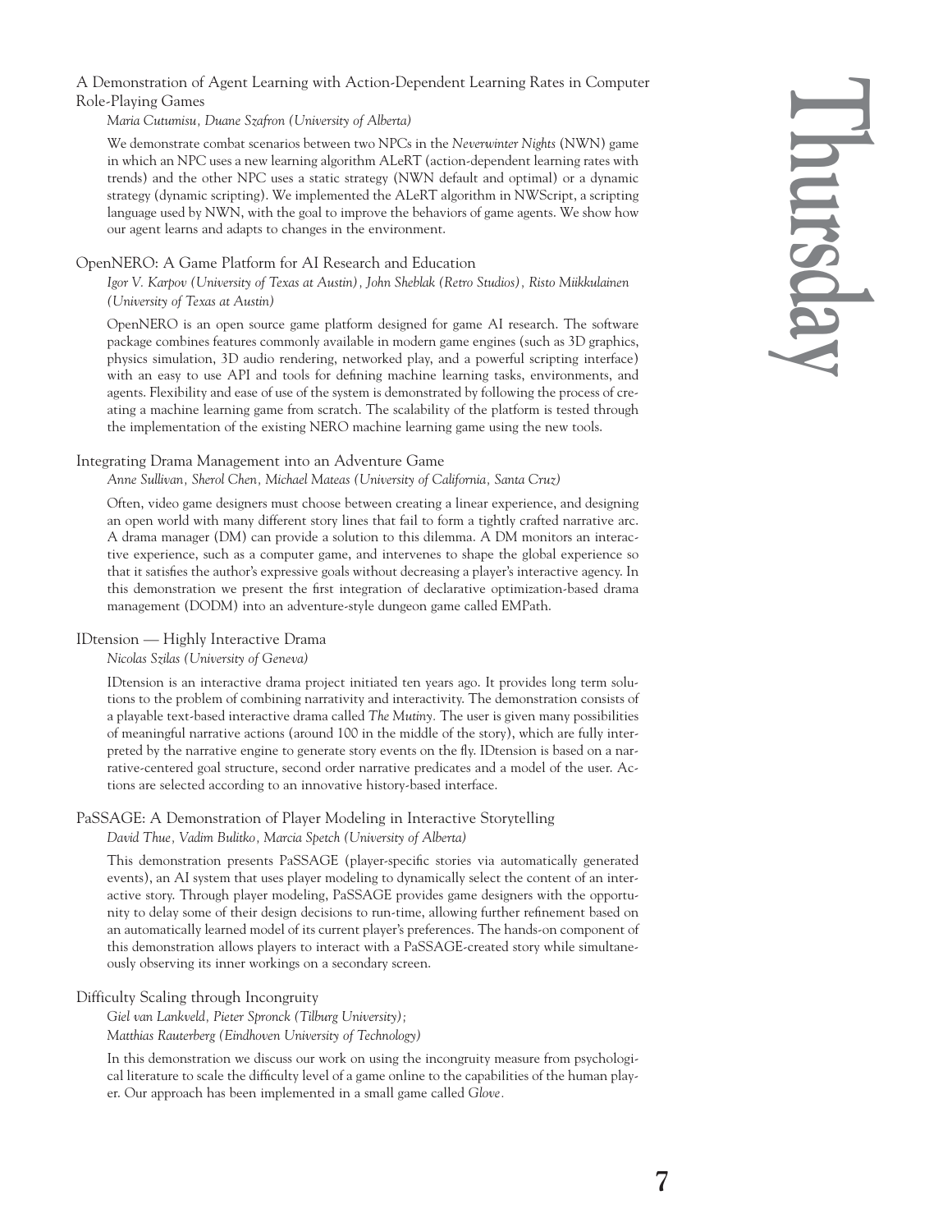### A Demonstration of Agent Learning with Action-Dependent Learning Rates in Computer Role-Playing Games

*Maria Cutumisu, Duane Szafron (University of Alberta)*

We demonstrate combat scenarios between two NPCs in the *Neverwinter Nights* (NWN) game in which an NPC uses a new learning algorithm ALeRT (action-dependent learning rates with trends) and the other NPC uses a static strategy (NWN default and optimal) or a dynamic strategy (dynamic scripting). We implemented the ALeRT algorithm in NWScript, a scripting language used by NWN, with the goal to improve the behaviors of game agents. We show how our agent learns and adapts to changes in the environment.

### OpenNERO: A Game Platform for AI Research and Education

*Igor V. Karpov (University of Texas at Austin), John Sheblak (Retro Studios), Risto Miikkulainen (University of Texas at Austin)*

OpenNERO is an open source game platform designed for game AI research. The software package combines features commonly available in modern game engines (such as 3D graphics, physics simulation, 3D audio rendering, networked play, and a powerful scripting interface) with an easy to use API and tools for defining machine learning tasks, environments, and agents. Flexibility and ease of use of the system is demonstrated by following the process of creating a machine learning game from scratch. The scalability of the platform is tested through the implementation of the existing NERO machine learning game using the new tools.

### Integrating Drama Management into an Adventure Game

*Anne Sullivan, Sherol Chen, Michael Mateas (University of California, Santa Cruz)*

Often, video game designers must choose between creating a linear experience, and designing an open world with many different story lines that fail to form a tightly crafted narrative arc. A drama manager (DM) can provide a solution to this dilemma. A DM monitors an interactive experience, such as a computer game, and intervenes to shape the global experience so that it satisfies the author's expressive goals without decreasing a player's interactive agency. In this demonstration we present the first integration of declarative optimization-based drama management (DODM) into an adventure-style dungeon game called EMPath.

### IDtension — Highly Interactive Drama

*Nicolas Szilas (University of Geneva)*

IDtension is an interactive drama project initiated ten years ago. It provides long term solutions to the problem of combining narrativity and interactivity. The demonstration consists of a playable text-based interactive drama called *The Mutiny*. The user is given many possibilities of meaningful narrative actions (around 100 in the middle of the story), which are fully interpreted by the narrative engine to generate story events on the fly. IDtension is based on a narrative-centered goal structure, second order narrative predicates and a model of the user. Actions are selected according to an innovative history-based interface.

### PaSSAGE: A Demonstration of Player Modeling in Interactive Storytelling

*David Thue, Vadim Bulitko, Marcia Spetch (University of Alberta)*

This demonstration presents PaSSAGE (player-specific stories via automatically generated events), an AI system that uses player modeling to dynamically select the content of an interactive story. Through player modeling, PaSSAGE provides game designers with the opportunity to delay some of their design decisions to run-time, allowing further refinement based on an automatically learned model of its current player's preferences. The hands-on component of this demonstration allows players to interact with a PaSSAGE-created story while simultaneously observing its inner workings on a secondary screen.

### Difficulty Scaling through Incongruity

*Giel van Lankveld, Pieter Spronck (Tilburg University);*
*Matthias Rauterberg (Eindhoven University of Technology)*

In this demonstration we discuss our work on using the incongruity measure from psychological literature to scale the difficulty level of a game online to the capabilities of the human player. Our approach has been implemented in a small game called *Glove*.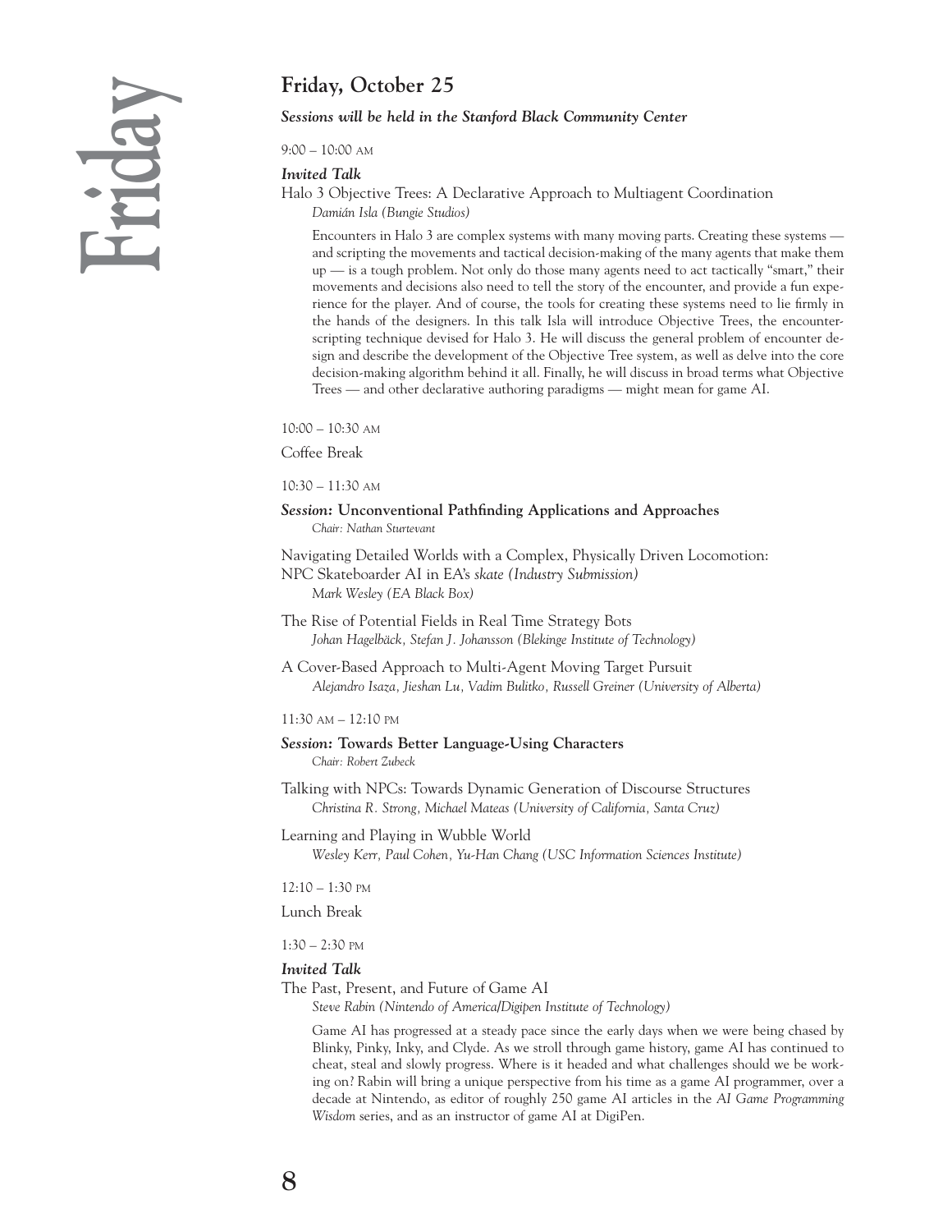# Friday

## Friday, October 25

***Sessions will be held in the Stanford Black Community Center***

9:00 – 10:00 AM

***Invited Talk***

Halo 3 Objective Trees: A Declarative Approach to Multiagent Coordination

*Damián Isla (Bungie Studios)*

Encounters in Halo 3 are complex systems with many moving parts. Creating these systems — and scripting the movements and tactical decision-making of the many agents that make them up — is a tough problem. Not only do those many agents need to act tactically "smart," their movements and decisions also need to tell the story of the encounter, and provide a fun experience for the player. And of course, the tools for creating these systems need to lie firmly in the hands of the designers. In this talk Isla will introduce Objective Trees, the encounter-scripting technique devised for Halo 3. He will discuss the general problem of encounter design and describe the development of the Objective Tree system, as well as delve into the core decision-making algorithm behind it all. Finally, he will discuss in broad terms what Objective Trees — and other declarative authoring paradigms — might mean for game AI.

10:00 – 10:30 AM

Coffee Break

10:30 – 11:30 AM

***Session:* Unconventional Pathfinding Applications and Approaches**

*Chair: Nathan Sturtevant*

Navigating Detailed Worlds with a Complex, Physically Driven Locomotion: NPC Skateboarder AI in EA's *skate (Industry Submission)*

*Mark Wesley (EA Black Box)*

The Rise of Potential Fields in Real Time Strategy Bots

*Johan Hagelbäck, Stefan J. Johansson (Blekinge Institute of Technology)*

A Cover-Based Approach to Multi-Agent Moving Target Pursuit

*Alejandro Isaza, Jieshan Lu, Vadim Bulitko, Russell Greiner (University of Alberta)*

11:30 AM – 12:10 PM

***Session:* Towards Better Language-Using Characters**

*Chair: Robert Zubeck*

Talking with NPCs: Towards Dynamic Generation of Discourse Structures

*Christina R. Strong, Michael Mateas (University of California, Santa Cruz)*

Learning and Playing in Wubble World

*Wesley Kerr, Paul Cohen, Yu-Han Chang (USC Information Sciences Institute)*

12:10 – 1:30 PM

Lunch Break

1:30 – 2:30 PM

***Invited Talk***

The Past, Present, and Future of Game AI

*Steve Rabin (Nintendo of America/Digipen Institute of Technology)*

Game AI has progressed at a steady pace since the early days when we were being chased by Blinky, Pinky, Inky, and Clyde. As we stroll through game history, game AI has continued to cheat, steal and slowly progress. Where is it headed and what challenges should we be working on? Rabin will bring a unique perspective from his time as a game AI programmer, over a decade at Nintendo, as editor of roughly 250 game AI articles in the *AI Game Programming Wisdom* series, and as an instructor of game AI at DigiPen.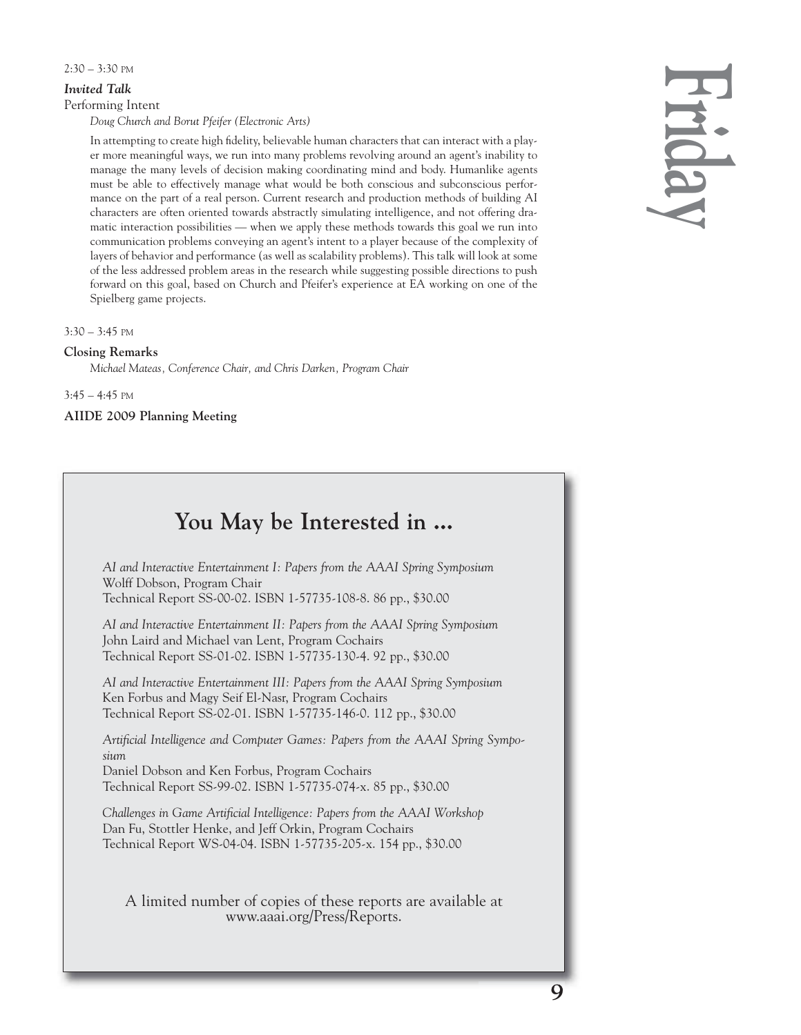2:30 – 3:30 PM

***Invited Talk***

Performing Intent

*Doug Church and Borut Pfeifer (Electronic Arts)*

In attempting to create high fidelity, believable human characters that can interact with a player more meaningful ways, we run into many problems revolving around an agent's inability to manage the many levels of decision making coordinating mind and body. Humanlike agents must be able to effectively manage what would be both conscious and subconscious performance on the part of a real person. Current research and production methods of building AI characters are often oriented towards abstractly simulating intelligence, and not offering dramatic interaction possibilities — when we apply these methods towards this goal we run into communication problems conveying an agent's intent to a player because of the complexity of layers of behavior and performance (as well as scalability problems). This talk will look at some of the less addressed problem areas in the research while suggesting possible directions to push forward on this goal, based on Church and Pfeifer's experience at EA working on one of the Spielberg game projects.

3:30 – 3:45 PM

**Closing Remarks**

*Michael Mateas, Conference Chair, and Chris Darken, Program Chair*

3:45 – 4:45 PM

**AIIDE 2009 Planning Meeting**

## You May be Interested in ...

*AI and Interactive Entertainment I: Papers from the AAAI Spring Symposium*
Wolff Dobson, Program Chair
Technical Report SS-00-02. ISBN 1-57735-108-8. 86 pp., $30.00

*AI and Interactive Entertainment II: Papers from the AAAI Spring Symposium*
John Laird and Michael van Lent, Program Cochairs
Technical Report SS-01-02. ISBN 1-57735-130-4. 92 pp., $30.00

*AI and Interactive Entertainment III: Papers from the AAAI Spring Symposium*
Ken Forbus and Magy Seif El-Nasr, Program Cochairs
Technical Report SS-02-01. ISBN 1-57735-146-0. 112 pp., $30.00

*Artificial Intelligence and Computer Games: Papers from the AAAI Spring Symposium*
Daniel Dobson and Ken Forbus, Program Cochairs
Technical Report SS-99-02. ISBN 1-57735-074-x. 85 pp., $30.00

*Challenges in Game Artificial Intelligence: Papers from the AAAI Workshop*
Dan Fu, Stottler Henke, and Jeff Orkin, Program Cochairs
Technical Report WS-04-04. ISBN 1-57735-205-x. 154 pp., $30.00

A limited number of copies of these reports are available at www.aaai.org/Press/Reports.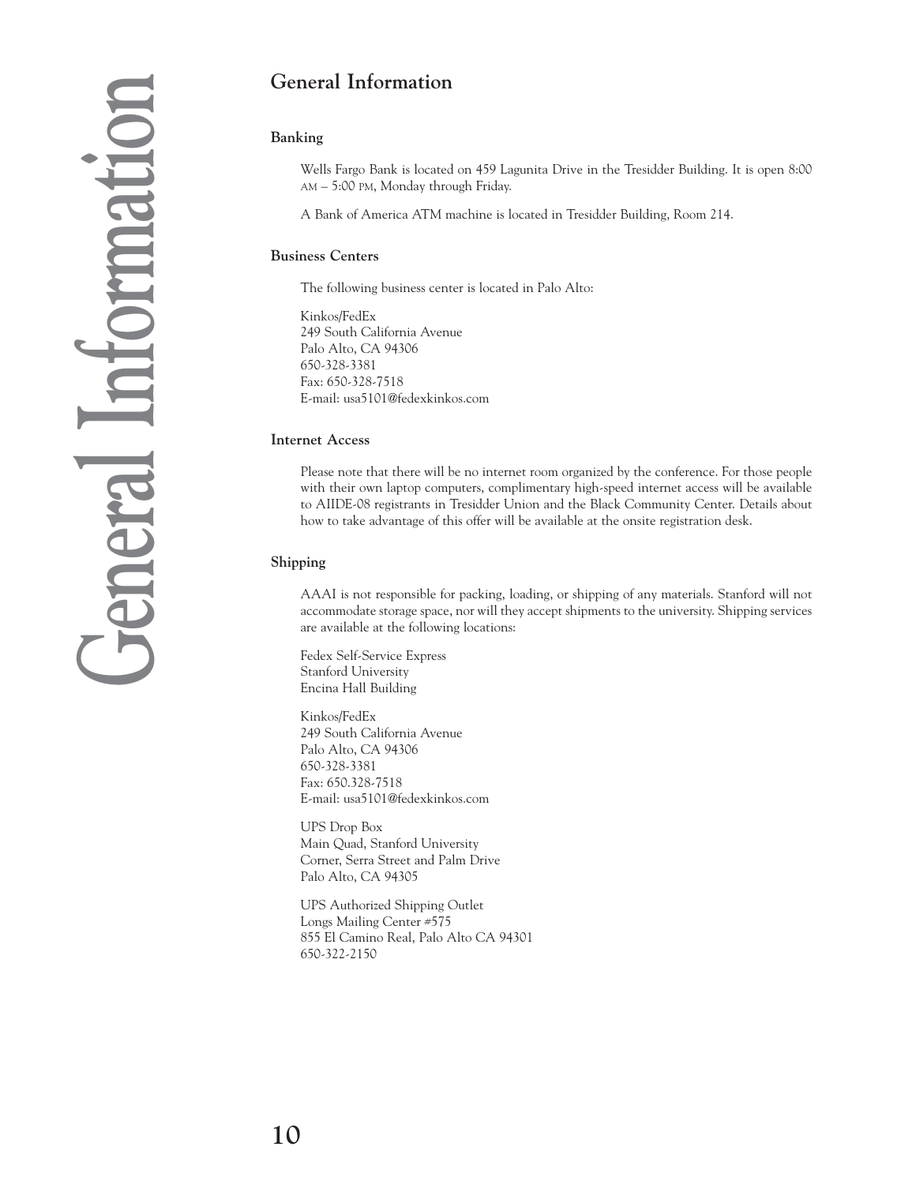## General Information

### Banking

Wells Fargo Bank is located on 459 Lagunita Drive in the Tresidder Building. It is open 8:00 AM – 5:00 PM, Monday through Friday.

A Bank of America ATM machine is located in Tresidder Building, Room 214.

### Business Centers

The following business center is located in Palo Alto:

Kinkos/FedEx  
249 South California Avenue  
Palo Alto, CA 94306  
650-328-3381  
Fax: 650-328-7518  
E-mail: usa5101@fedexkinkos.com

### Internet Access

Please note that there will be no internet room organized by the conference. For those people with their own laptop computers, complimentary high-speed internet access will be available to AIIDE-08 registrants in Tresidder Union and the Black Community Center. Details about how to take advantage of this offer will be available at the onsite registration desk.

### Shipping

AAAI is not responsible for packing, loading, or shipping of any materials. Stanford will not accommodate storage space, nor will they accept shipments to the university. Shipping services are available at the following locations:

Fedex Self-Service Express  
Stanford University  
Encina Hall Building

Kinkos/FedEx  
249 South California Avenue  
Palo Alto, CA 94306  
650-328-3381  
Fax: 650.328-7518  
E-mail: usa5101@fedexkinkos.com

UPS Drop Box  
Main Quad, Stanford University  
Corner, Serra Street and Palm Drive  
Palo Alto, CA 94305

UPS Authorized Shipping Outlet  
Longs Mailing Center #575  
855 El Camino Real, Palo Alto CA 94301  
650-322-2150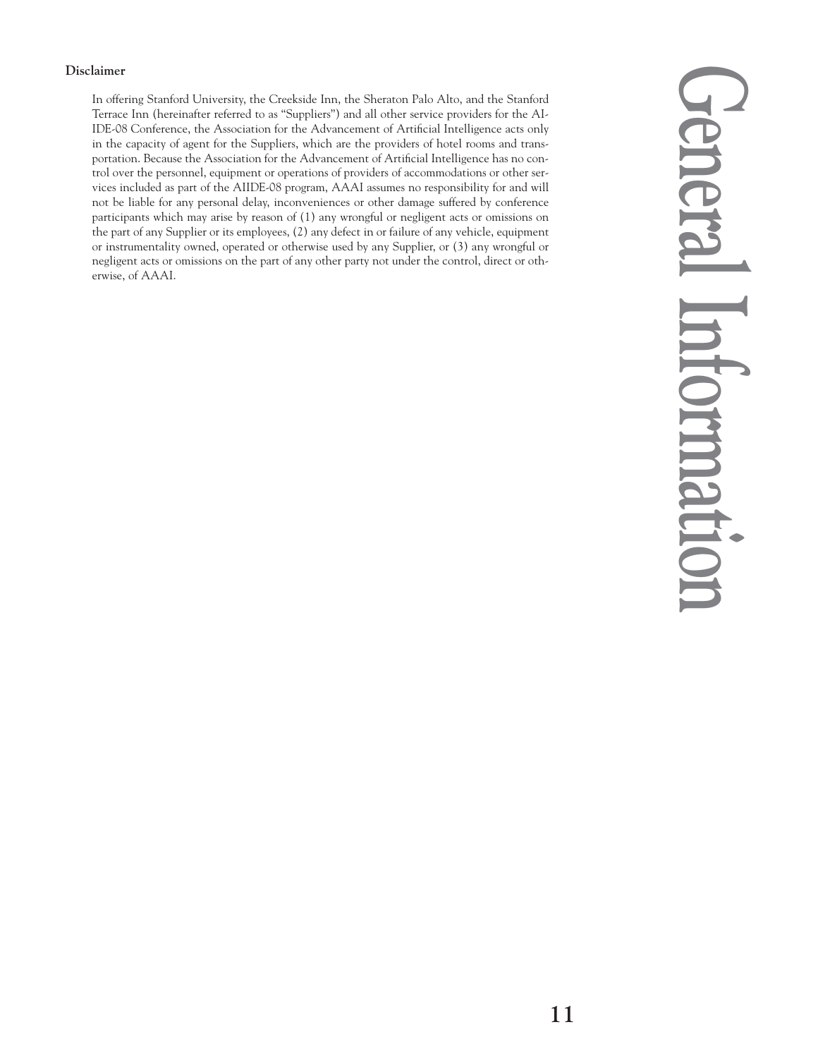**Disclaimer**

In offering Stanford University, the Creekside Inn, the Sheraton Palo Alto, and the Stanford Terrace Inn (hereinafter referred to as "Suppliers") and all other service providers for the AIIDE-08 Conference, the Association for the Advancement of Artificial Intelligence acts only in the capacity of agent for the Suppliers, which are the providers of hotel rooms and transportation. Because the Association for the Advancement of Artificial Intelligence has no control over the personnel, equipment or operations of providers of accommodations or other services included as part of the AIIDE-08 program, AAAI assumes no responsibility for and will not be liable for any personal delay, inconveniences or other damage suffered by conference participants which may arise by reason of (1) any wrongful or negligent acts or omissions on the part of any Supplier or its employees, (2) any defect in or failure of any vehicle, equipment or instrumentality owned, operated or otherwise used by any Supplier, or (3) any wrongful or negligent acts or omissions on the part of any other party not under the control, direct or otherwise, of AAAI.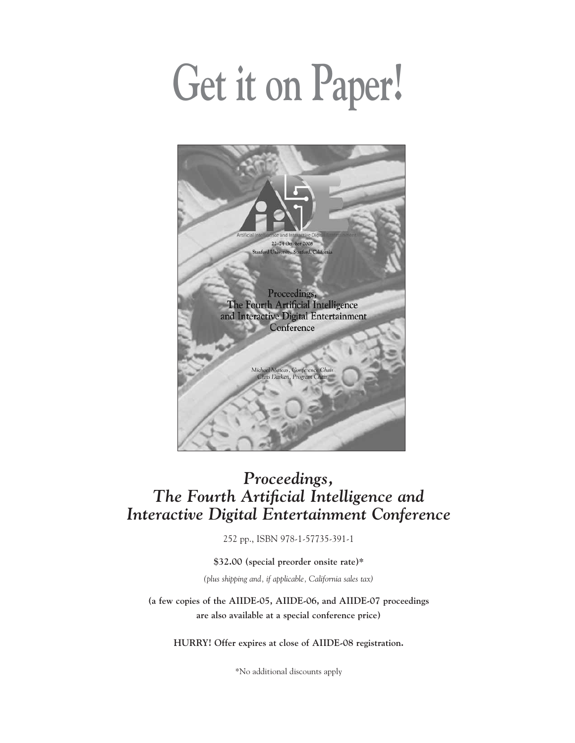# Get it on Paper!

## *Proceedings, The Fourth Artificial Intelligence and Interactive Digital Entertainment Conference*

252 pp., ISBN 978-1-57735-391-1

**$32.00 (special preorder onsite rate)***

*(plus shipping and, if applicable, California sales tax)*

**(a few copies of the AIIDE-05, AIIDE-06, and AIIDE-07 proceedings are also available at a special conference price)**

**HURRY! Offer expires at close of AIIDE-08 registration.**

*No additional discounts apply